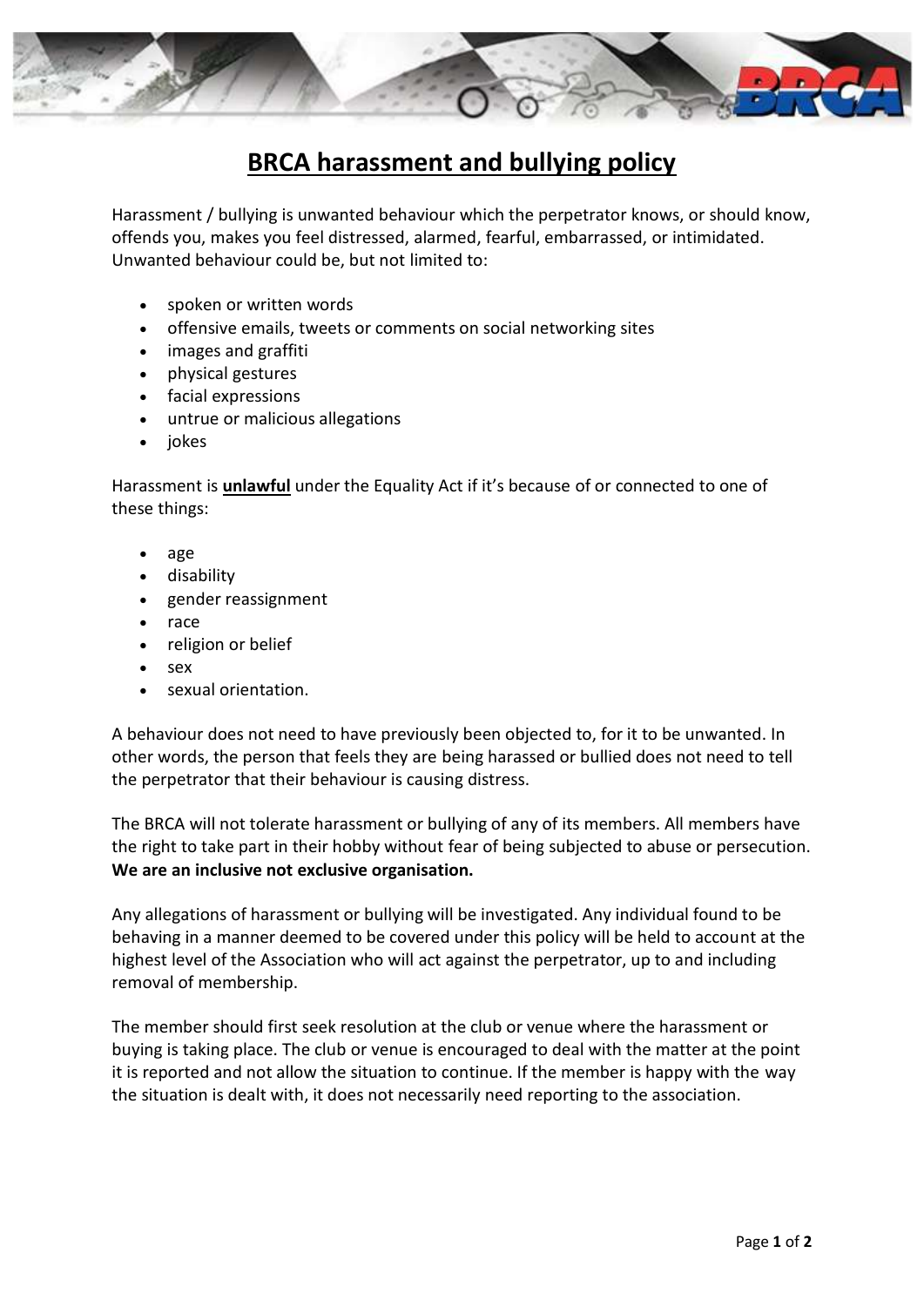# BRCA harassment and bullying policy

Harassment / bullying is unwanted behaviour which the perpetrator knows, or should know, offends you, makes you feel distressed, alarmed, fearful, embarrassed, or intimidated. Unwanted behaviour could be, but not limited to:

- spoken or written words
- offensive emails, tweets or comments on social networking sites
- images and graffiti
- physical gestures
- facial expressions
- untrue or malicious allegations
- jokes

Harassment is **unlawful** under the Equality Act if it's because of or connected to one of these things:

- age
- disability
- gender reassignment
- race
- religion or belief
- sex
- sexual orientation.

A behaviour does not need to have previously been objected to, for it to be unwanted. In other words, the person that feels they are being harassed or bullied does not need to tell the perpetrator that their behaviour is causing distress.

The BRCA will not tolerate harassment or bullying of any of its members. All members have the right to take part in their hobby without fear of being subjected to abuse or persecution. **We are an inclusive not exclusive organisation.**

Any allegations of harassment or bullying will be investigated. Any individual found to be behaving in a manner deemed to be covered under this policy will be held to account at the highest level of the Association who will act against the perpetrator, up to and including removal of membership.

The member should first seek resolution at the club or venue where the harassment or buying is taking place. The club or venue is encouraged to deal with the matter at the point it is reported and not allow the situation to continue. If the member is happy with the way the situation is dealt with, it does not necessarily need reporting to the association.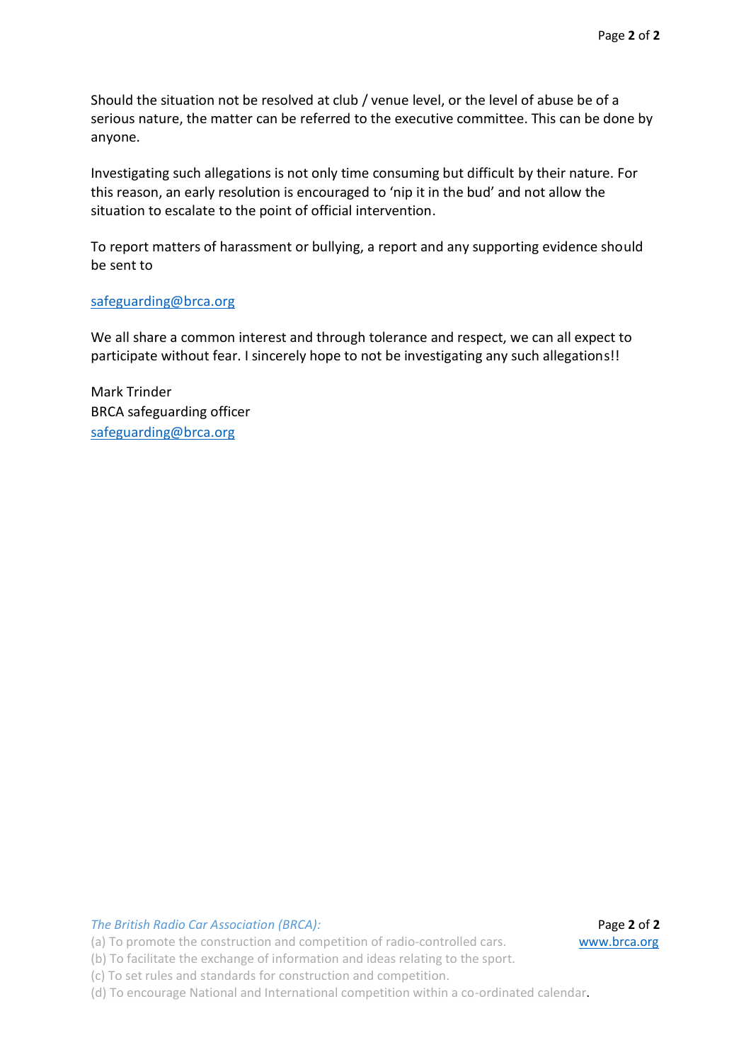Should the situation not be resolved at club / venue level, or the level of abuse be of a serious nature, the matter can be referred to the executive committee. This can be done by anyone.

Investigating such allegations is not only time consuming but difficult by their nature. For this reason, an early resolution is encouraged to 'nip it in the bud' and not allow the situation to escalate to the point of official intervention.

To report matters of harassment or bullying, a report and any supporting evidence should be sent to

safeguarding@brca.org

We all share a common interest and through tolerance and respect, we can all expect to participate without fear. I sincerely hope to not be investigating any such allegations!!

Mark Trinder
BRCA safeguarding officer
safeguarding@brca.org